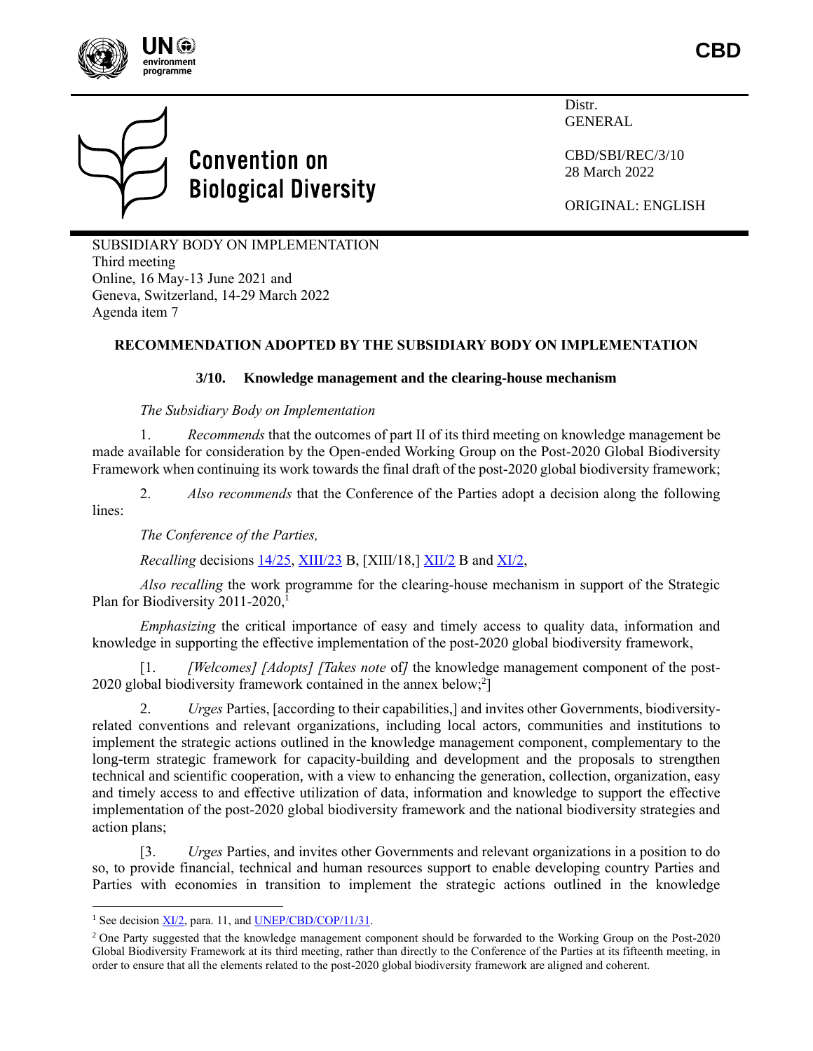UN environment programme

**CBD**

# Convention on Biological Diversity

Distr.
GENERAL

CBD/SBI/REC/3/10
28 March 2022

ORIGINAL: ENGLISH

SUBSIDIARY BODY ON IMPLEMENTATION
Third meeting
Online, 16 May-13 June 2021 and
Geneva, Switzerland, 14-29 March 2022
Agenda item 7

## RECOMMENDATION ADOPTED BY THE SUBSIDIARY BODY ON IMPLEMENTATION

### 3/10. Knowledge management and the clearing-house mechanism

*The Subsidiary Body on Implementation*

1. *Recommends* that the outcomes of part II of its third meeting on knowledge management be made available for consideration by the Open-ended Working Group on the Post-2020 Global Biodiversity Framework when continuing its work towards the final draft of the post-2020 global biodiversity framework;

2. *Also recommends* that the Conference of the Parties adopt a decision along the following lines:

*The Conference of the Parties,*

*Recalling* decisions 14/25, XIII/23 B, [XIII/18,] XII/2 B and XI/2,

*Also recalling* the work programme for the clearing-house mechanism in support of the Strategic Plan for Biodiversity 2011-2020,[1]

*Emphasizing* the critical importance of easy and timely access to quality data, information and knowledge in supporting the effective implementation of the post-2020 global biodiversity framework,

[1. *[Welcomes] [Adopts] [Takes note* of*]* the knowledge management component of the post-2020 global biodiversity framework contained in the annex below;[2]]

2. *Urges* Parties, [according to their capabilities,] and invites other Governments, biodiversity-related conventions and relevant organizations, including local actors, communities and institutions to implement the strategic actions outlined in the knowledge management component, complementary to the long-term strategic framework for capacity-building and development and the proposals to strengthen technical and scientific cooperation, with a view to enhancing the generation, collection, organization, easy and timely access to and effective utilization of data, information and knowledge to support the effective implementation of the post-2020 global biodiversity framework and the national biodiversity strategies and action plans;

[3. *Urges* Parties, and invites other Governments and relevant organizations in a position to do so, to provide financial, technical and human resources support to enable developing country Parties and Parties with economies in transition to implement the strategic actions outlined in the knowledge

[1] See decision XI/2, para. 11, and UNEP/CBD/COP/11/31.

[2] One Party suggested that the knowledge management component should be forwarded to the Working Group on the Post-2020 Global Biodiversity Framework at its third meeting, rather than directly to the Conference of the Parties at its fifteenth meeting, in order to ensure that all the elements related to the post-2020 global biodiversity framework are aligned and coherent.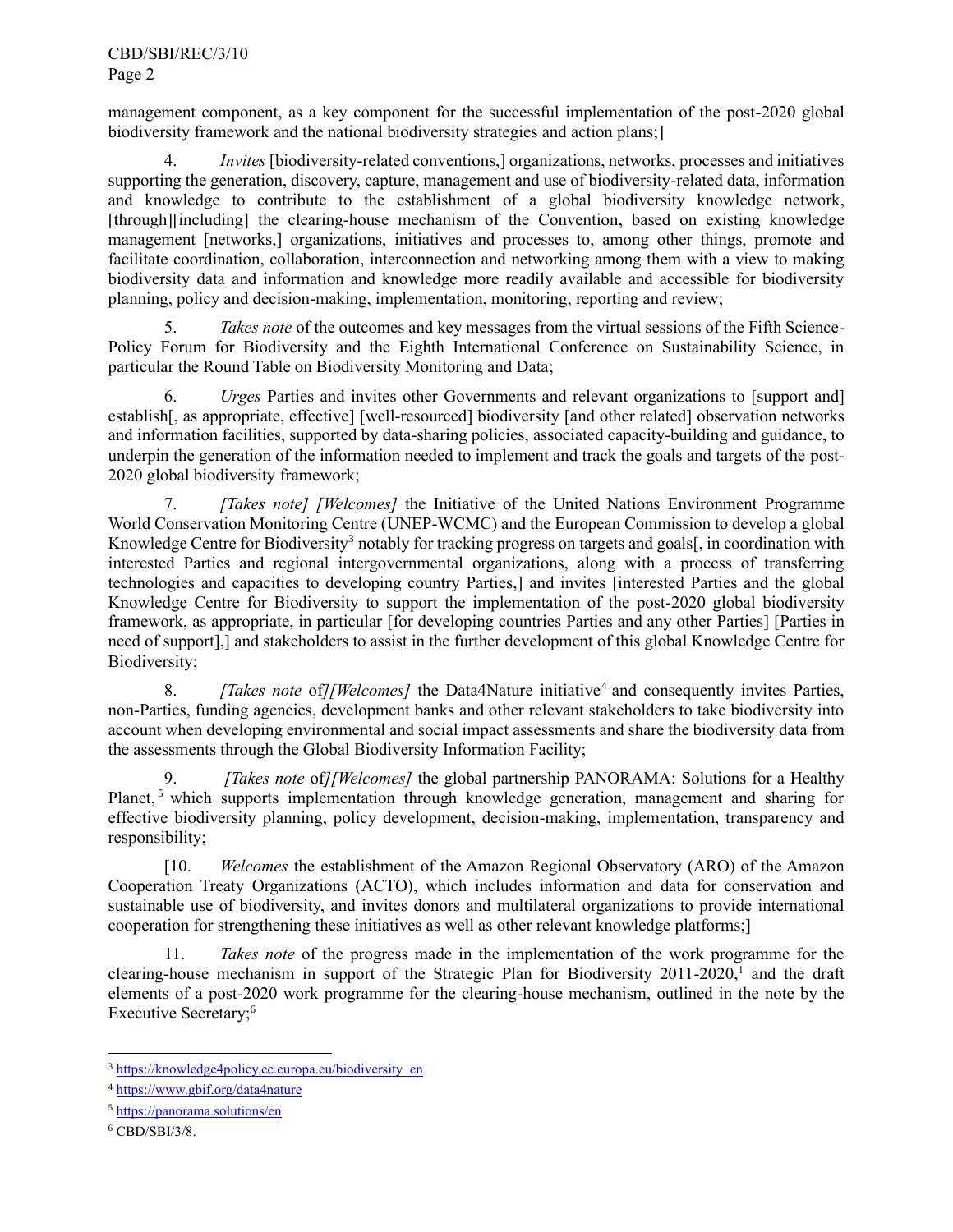management component, as a key component for the successful implementation of the post-2020 global biodiversity framework and the national biodiversity strategies and action plans;]

4. *Invites* [biodiversity-related conventions,] organizations, networks, processes and initiatives supporting the generation, discovery, capture, management and use of biodiversity-related data, information and knowledge to contribute to the establishment of a global biodiversity knowledge network, [through][including] the clearing-house mechanism of the Convention, based on existing knowledge management [networks,] organizations, initiatives and processes to, among other things, promote and facilitate coordination, collaboration, interconnection and networking among them with a view to making biodiversity data and information and knowledge more readily available and accessible for biodiversity planning, policy and decision-making, implementation, monitoring, reporting and review;

5. *Takes note* of the outcomes and key messages from the virtual sessions of the Fifth Science-Policy Forum for Biodiversity and the Eighth International Conference on Sustainability Science, in particular the Round Table on Biodiversity Monitoring and Data;

6. *Urges* Parties and invites other Governments and relevant organizations to [support and] establish[, as appropriate, effective] [well-resourced] biodiversity [and other related] observation networks and information facilities, supported by data-sharing policies, associated capacity-building and guidance, to underpin the generation of the information needed to implement and track the goals and targets of the post-2020 global biodiversity framework;

7. *[Takes note] [Welcomes]* the Initiative of the United Nations Environment Programme World Conservation Monitoring Centre (UNEP-WCMC) and the European Commission to develop a global Knowledge Centre for Biodiversity[3] notably for tracking progress on targets and goals[, in coordination with interested Parties and regional intergovernmental organizations, along with a process of transferring technologies and capacities to developing country Parties,] and invites [interested Parties and the global Knowledge Centre for Biodiversity to support the implementation of the post-2020 global biodiversity framework, as appropriate, in particular [for developing countries Parties and any other Parties] [Parties in need of support],] and stakeholders to assist in the further development of this global Knowledge Centre for Biodiversity;

8. *[Takes note* of*][Welcomes]* the Data4Nature initiative[4] and consequently invites Parties, non-Parties, funding agencies, development banks and other relevant stakeholders to take biodiversity into account when developing environmental and social impact assessments and share the biodiversity data from the assessments through the Global Biodiversity Information Facility;

9. *[Takes note* of*][Welcomes]* the global partnership PANORAMA: Solutions for a Healthy Planet,[5] which supports implementation through knowledge generation, management and sharing for effective biodiversity planning, policy development, decision-making, implementation, transparency and responsibility;

[10. *Welcomes* the establishment of the Amazon Regional Observatory (ARO) of the Amazon Cooperation Treaty Organizations (ACTO), which includes information and data for conservation and sustainable use of biodiversity, and invites donors and multilateral organizations to provide international cooperation for strengthening these initiatives as well as other relevant knowledge platforms;]

11. *Takes note* of the progress made in the implementation of the work programme for the clearing-house mechanism in support of the Strategic Plan for Biodiversity 2011-2020,[1] and the draft elements of a post-2020 work programme for the clearing-house mechanism, outlined in the note by the Executive Secretary;[6]

---

[3] https://knowledge4policy.ec.europa.eu/biodiversity_en

[4] https://www.gbif.org/data4nature

[5] https://panorama.solutions/en

[6] CBD/SBI/3/8.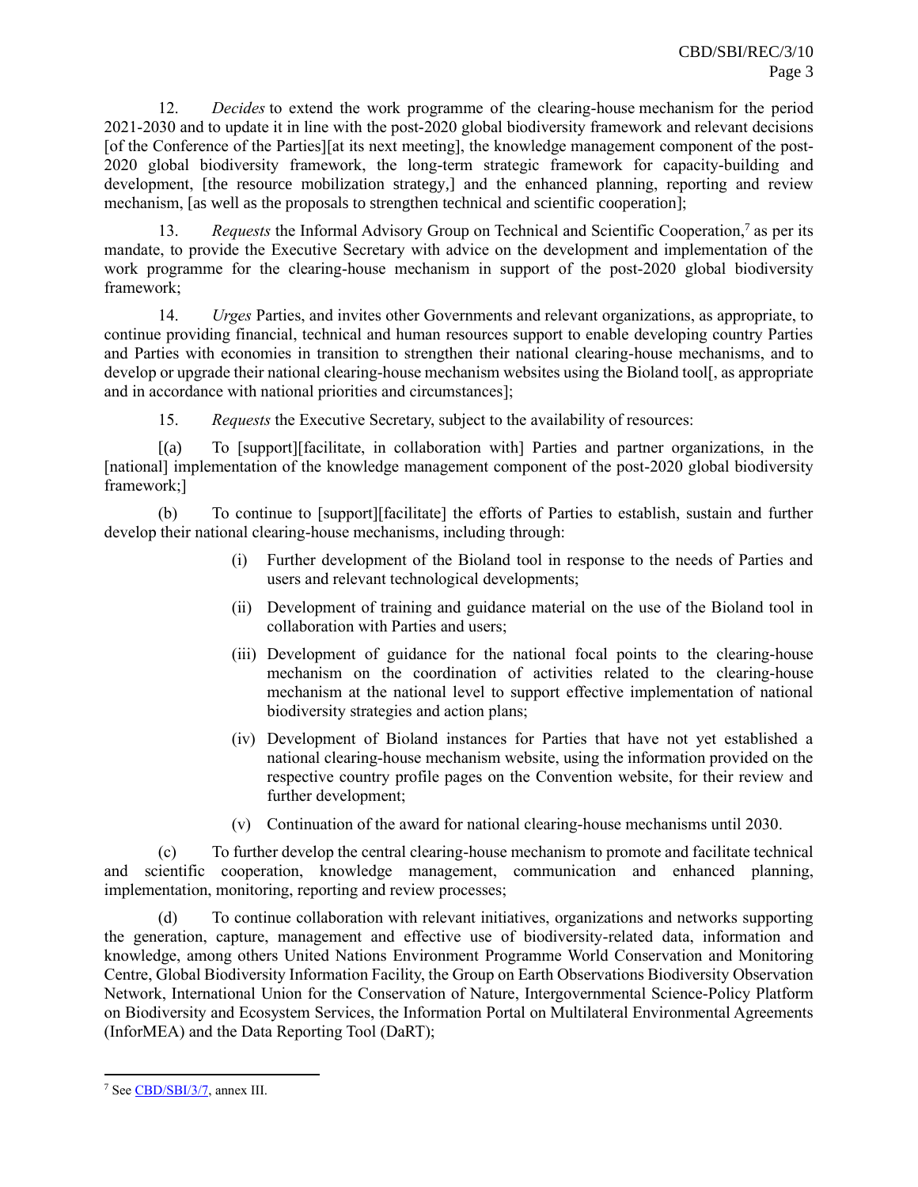12. *Decides* to extend the work programme of the clearing-house mechanism for the period 2021-2030 and to update it in line with the post-2020 global biodiversity framework and relevant decisions [of the Conference of the Parties][at its next meeting], the knowledge management component of the post-2020 global biodiversity framework, the long-term strategic framework for capacity-building and development, [the resource mobilization strategy,] and the enhanced planning, reporting and review mechanism, [as well as the proposals to strengthen technical and scientific cooperation];

13. *Requests* the Informal Advisory Group on Technical and Scientific Cooperation,[7] as per its mandate, to provide the Executive Secretary with advice on the development and implementation of the work programme for the clearing-house mechanism in support of the post-2020 global biodiversity framework;

14. *Urges* Parties, and invites other Governments and relevant organizations, as appropriate, to continue providing financial, technical and human resources support to enable developing country Parties and Parties with economies in transition to strengthen their national clearing-house mechanisms, and to develop or upgrade their national clearing-house mechanism websites using the Bioland tool[, as appropriate and in accordance with national priorities and circumstances];

15. *Requests* the Executive Secretary, subject to the availability of resources:

[(a) To [support][facilitate, in collaboration with] Parties and partner organizations, in the [national] implementation of the knowledge management component of the post-2020 global biodiversity framework;]

(b) To continue to [support][facilitate] the efforts of Parties to establish, sustain and further develop their national clearing-house mechanisms, including through:

- (i) Further development of the Bioland tool in response to the needs of Parties and users and relevant technological developments;
- (ii) Development of training and guidance material on the use of the Bioland tool in collaboration with Parties and users;
- (iii) Development of guidance for the national focal points to the clearing-house mechanism on the coordination of activities related to the clearing-house mechanism at the national level to support effective implementation of national biodiversity strategies and action plans;
- (iv) Development of Bioland instances for Parties that have not yet established a national clearing-house mechanism website, using the information provided on the respective country profile pages on the Convention website, for their review and further development;
- (v) Continuation of the award for national clearing-house mechanisms until 2030.

(c) To further develop the central clearing-house mechanism to promote and facilitate technical and scientific cooperation, knowledge management, communication and enhanced planning, implementation, monitoring, reporting and review processes;

(d) To continue collaboration with relevant initiatives, organizations and networks supporting the generation, capture, management and effective use of biodiversity-related data, information and knowledge, among others United Nations Environment Programme World Conservation and Monitoring Centre, Global Biodiversity Information Facility, the Group on Earth Observations Biodiversity Observation Network, International Union for the Conservation of Nature, Intergovernmental Science-Policy Platform on Biodiversity and Ecosystem Services, the Information Portal on Multilateral Environmental Agreements (InforMEA) and the Data Reporting Tool (DaRT);

---

[7] See CBD/SBI/3/7, annex III.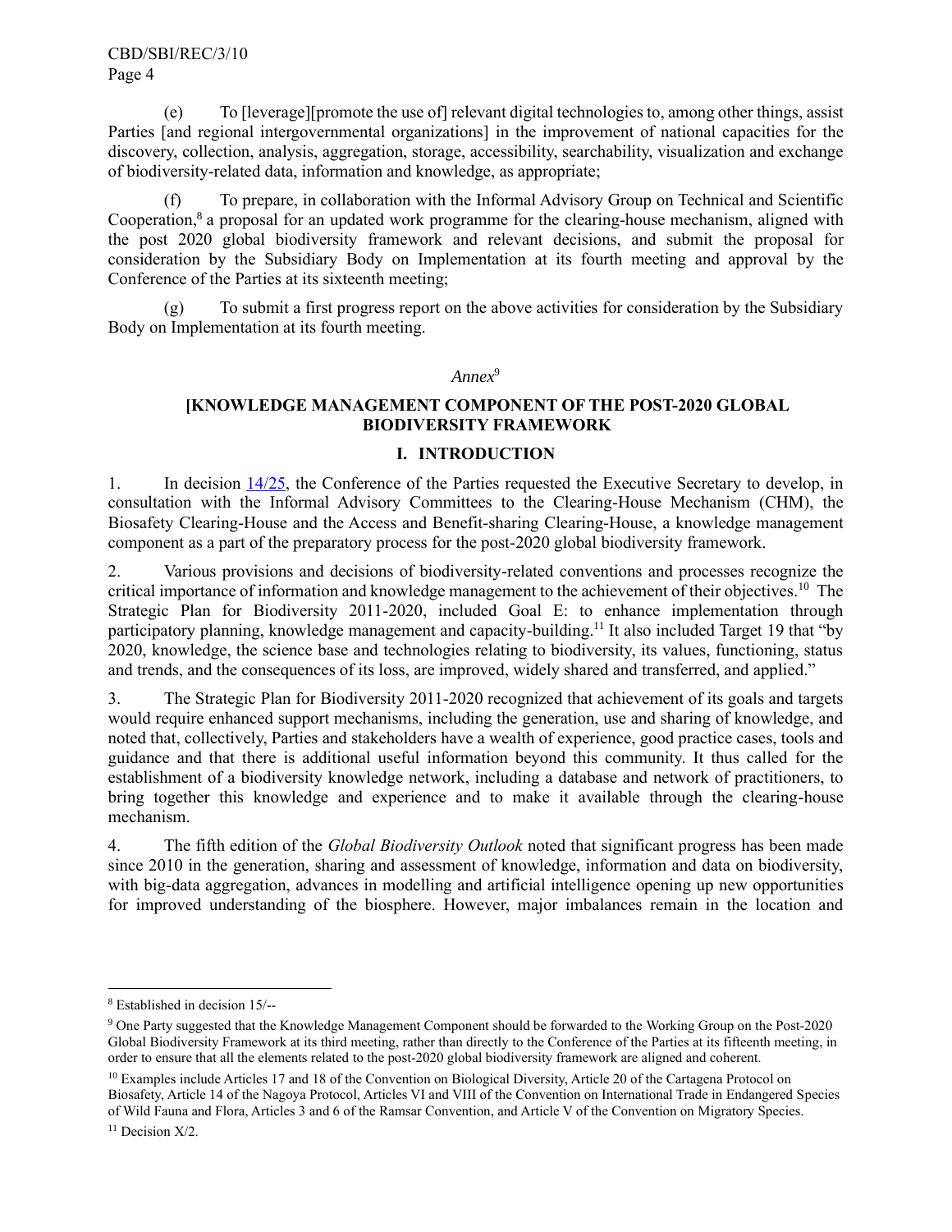(e) To [leverage][promote the use of] relevant digital technologies to, among other things, assist Parties [and regional intergovernmental organizations] in the improvement of national capacities for the discovery, collection, analysis, aggregation, storage, accessibility, searchability, visualization and exchange of biodiversity-related data, information and knowledge, as appropriate;

(f) To prepare, in collaboration with the Informal Advisory Group on Technical and Scientific Cooperation,[8] a proposal for an updated work programme for the clearing-house mechanism, aligned with the post 2020 global biodiversity framework and relevant decisions, and submit the proposal for consideration by the Subsidiary Body on Implementation at its fourth meeting and approval by the Conference of the Parties at its sixteenth meeting;

(g) To submit a first progress report on the above activities for consideration by the Subsidiary Body on Implementation at its fourth meeting.

*Annex*[9]

## [KNOWLEDGE MANAGEMENT COMPONENT OF THE POST-2020 GLOBAL BIODIVERSITY FRAMEWORK

### I. INTRODUCTION

1. In decision 14/25, the Conference of the Parties requested the Executive Secretary to develop, in consultation with the Informal Advisory Committees to the Clearing-House Mechanism (CHM), the Biosafety Clearing-House and the Access and Benefit-sharing Clearing-House, a knowledge management component as a part of the preparatory process for the post-2020 global biodiversity framework.

2. Various provisions and decisions of biodiversity-related conventions and processes recognize the critical importance of information and knowledge management to the achievement of their objectives.[10] The Strategic Plan for Biodiversity 2011-2020, included Goal E: to enhance implementation through participatory planning, knowledge management and capacity-building.[11] It also included Target 19 that "by 2020, knowledge, the science base and technologies relating to biodiversity, its values, functioning, status and trends, and the consequences of its loss, are improved, widely shared and transferred, and applied."

3. The Strategic Plan for Biodiversity 2011-2020 recognized that achievement of its goals and targets would require enhanced support mechanisms, including the generation, use and sharing of knowledge, and noted that, collectively, Parties and stakeholders have a wealth of experience, good practice cases, tools and guidance and that there is additional useful information beyond this community. It thus called for the establishment of a biodiversity knowledge network, including a database and network of practitioners, to bring together this knowledge and experience and to make it available through the clearing-house mechanism.

4. The fifth edition of the *Global Biodiversity Outlook* noted that significant progress has been made since 2010 in the generation, sharing and assessment of knowledge, information and data on biodiversity, with big-data aggregation, advances in modelling and artificial intelligence opening up new opportunities for improved understanding of the biosphere. However, major imbalances remain in the location and

---

[8] Established in decision 15/--

[9] One Party suggested that the Knowledge Management Component should be forwarded to the Working Group on the Post-2020 Global Biodiversity Framework at its third meeting, rather than directly to the Conference of the Parties at its fifteenth meeting, in order to ensure that all the elements related to the post-2020 global biodiversity framework are aligned and coherent.

[10] Examples include Articles 17 and 18 of the Convention on Biological Diversity, Article 20 of the Cartagena Protocol on Biosafety, Article 14 of the Nagoya Protocol, Articles VI and VIII of the Convention on International Trade in Endangered Species of Wild Fauna and Flora, Articles 3 and 6 of the Ramsar Convention, and Article V of the Convention on Migratory Species.

[11] Decision X/2.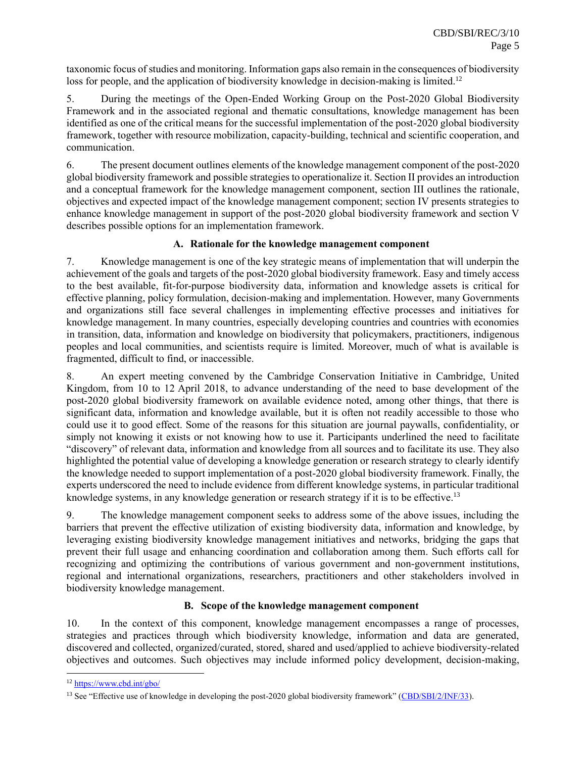taxonomic focus of studies and monitoring. Information gaps also remain in the consequences of biodiversity loss for people, and the application of biodiversity knowledge in decision-making is limited.[12]

5. During the meetings of the Open-Ended Working Group on the Post-2020 Global Biodiversity Framework and in the associated regional and thematic consultations, knowledge management has been identified as one of the critical means for the successful implementation of the post-2020 global biodiversity framework, together with resource mobilization, capacity-building, technical and scientific cooperation, and communication.

6. The present document outlines elements of the knowledge management component of the post-2020 global biodiversity framework and possible strategies to operationalize it. Section II provides an introduction and a conceptual framework for the knowledge management component, section III outlines the rationale, objectives and expected impact of the knowledge management component; section IV presents strategies to enhance knowledge management in support of the post-2020 global biodiversity framework and section V describes possible options for an implementation framework.

### A. Rationale for the knowledge management component

7. Knowledge management is one of the key strategic means of implementation that will underpin the achievement of the goals and targets of the post-2020 global biodiversity framework. Easy and timely access to the best available, fit-for-purpose biodiversity data, information and knowledge assets is critical for effective planning, policy formulation, decision-making and implementation. However, many Governments and organizations still face several challenges in implementing effective processes and initiatives for knowledge management. In many countries, especially developing countries and countries with economies in transition, data, information and knowledge on biodiversity that policymakers, practitioners, indigenous peoples and local communities, and scientists require is limited. Moreover, much of what is available is fragmented, difficult to find, or inaccessible.

8. An expert meeting convened by the Cambridge Conservation Initiative in Cambridge, United Kingdom, from 10 to 12 April 2018, to advance understanding of the need to base development of the post-2020 global biodiversity framework on available evidence noted, among other things, that there is significant data, information and knowledge available, but it is often not readily accessible to those who could use it to good effect. Some of the reasons for this situation are journal paywalls, confidentiality, or simply not knowing it exists or not knowing how to use it. Participants underlined the need to facilitate "discovery" of relevant data, information and knowledge from all sources and to facilitate its use. They also highlighted the potential value of developing a knowledge generation or research strategy to clearly identify the knowledge needed to support implementation of a post-2020 global biodiversity framework. Finally, the experts underscored the need to include evidence from different knowledge systems, in particular traditional knowledge systems, in any knowledge generation or research strategy if it is to be effective.[13]

9. The knowledge management component seeks to address some of the above issues, including the barriers that prevent the effective utilization of existing biodiversity data, information and knowledge, by leveraging existing biodiversity knowledge management initiatives and networks, bridging the gaps that prevent their full usage and enhancing coordination and collaboration among them. Such efforts call for recognizing and optimizing the contributions of various government and non-government institutions, regional and international organizations, researchers, practitioners and other stakeholders involved in biodiversity knowledge management.

### B. Scope of the knowledge management component

10. In the context of this component, knowledge management encompasses a range of processes, strategies and practices through which biodiversity knowledge, information and data are generated, discovered and collected, organized/curated, stored, shared and used/applied to achieve biodiversity-related objectives and outcomes. Such objectives may include informed policy development, decision-making,

---

[12] https://www.cbd.int/gbo/

[13] See "Effective use of knowledge in developing the post-2020 global biodiversity framework" (CBD/SBI/2/INF/33).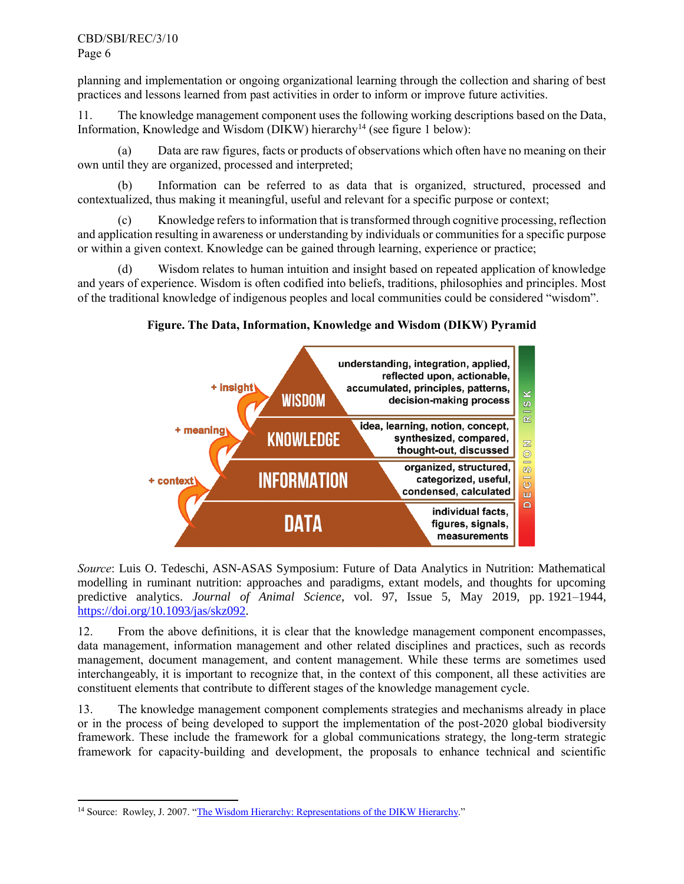planning and implementation or ongoing organizational learning through the collection and sharing of best practices and lessons learned from past activities in order to inform or improve future activities.

11. The knowledge management component uses the following working descriptions based on the Data, Information, Knowledge and Wisdom (DIKW) hierarchy[14] (see figure 1 below):

(a) Data are raw figures, facts or products of observations which often have no meaning on their own until they are organized, processed and interpreted;

(b) Information can be referred to as data that is organized, structured, processed and contextualized, thus making it meaningful, useful and relevant for a specific purpose or context;

(c) Knowledge refers to information that is transformed through cognitive processing, reflection and application resulting in awareness or understanding by individuals or communities for a specific purpose or within a given context. Knowledge can be gained through learning, experience or practice;

(d) Wisdom relates to human intuition and insight based on repeated application of knowledge and years of experience. Wisdom is often codified into beliefs, traditions, philosophies and principles. Most of the traditional knowledge of indigenous peoples and local communities could be considered "wisdom".

**Figure. The Data, Information, Knowledge and Wisdom (DIKW) Pyramid**

| Level | Added value | Description |
| --- | --- | --- |
| WISDOM | + insight | understanding, integration, applied, reflected upon, actionable, accumulated, principles, patterns, decision-making process |
| KNOWLEDGE | + meaning | idea, learning, notion, concept, synthesized, compared, thought-out, discussed |
| INFORMATION | + context | organized, structured, categorized, useful, condensed, calculated |
| DATA | | individual facts, figures, signals, measurements |

DECISION RISK

*Source*: Luis O. Tedeschi, ASN-ASAS Symposium: Future of Data Analytics in Nutrition: Mathematical modelling in ruminant nutrition: approaches and paradigms, extant models, and thoughts for upcoming predictive analytics. *Journal of Animal Science*, vol. 97, Issue 5, May 2019, pp. 1921–1944, https://doi.org/10.1093/jas/skz092.

12. From the above definitions, it is clear that the knowledge management component encompasses, data management, information management and other related disciplines and practices, such as records management, document management, and content management. While these terms are sometimes used interchangeably, it is important to recognize that, in the context of this component, all these activities are constituent elements that contribute to different stages of the knowledge management cycle.

13. The knowledge management component complements strategies and mechanisms already in place or in the process of being developed to support the implementation of the post-2020 global biodiversity framework. These include the framework for a global communications strategy, the long-term strategic framework for capacity-building and development, the proposals to enhance technical and scientific

[14] Source: Rowley, J. 2007. "The Wisdom Hierarchy: Representations of the DIKW Hierarchy."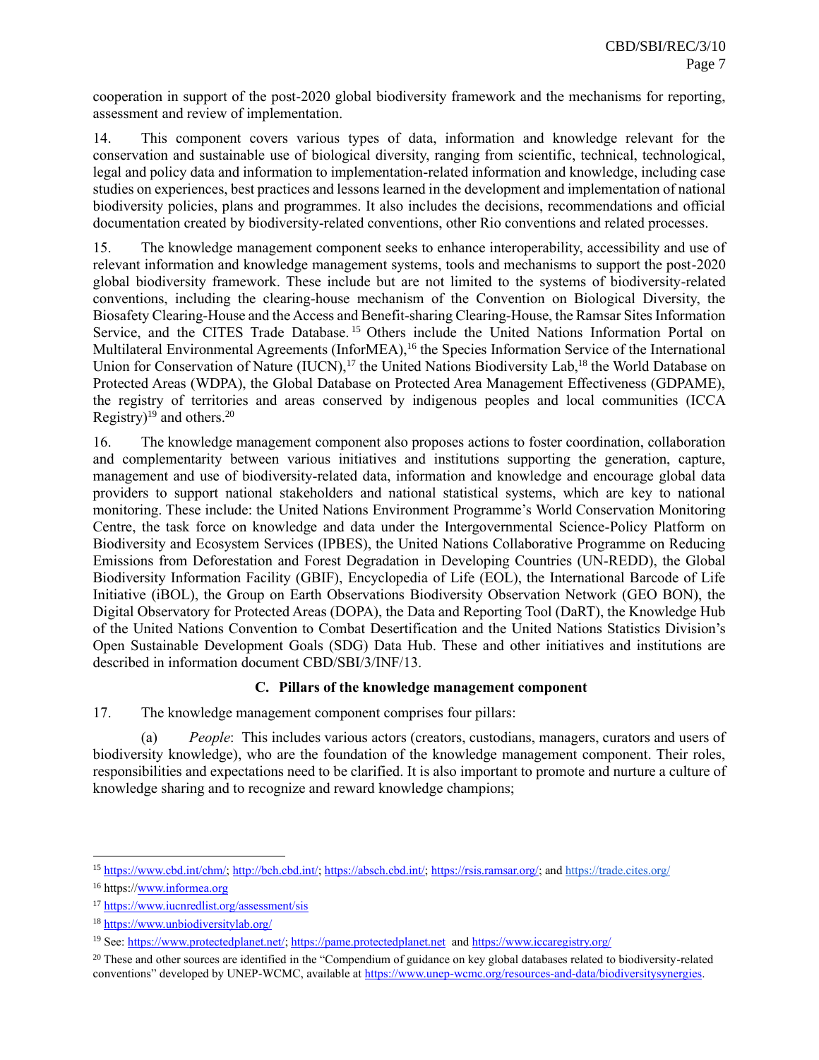cooperation in support of the post-2020 global biodiversity framework and the mechanisms for reporting, assessment and review of implementation.

14. This component covers various types of data, information and knowledge relevant for the conservation and sustainable use of biological diversity, ranging from scientific, technical, technological, legal and policy data and information to implementation-related information and knowledge, including case studies on experiences, best practices and lessons learned in the development and implementation of national biodiversity policies, plans and programmes. It also includes the decisions, recommendations and official documentation created by biodiversity-related conventions, other Rio conventions and related processes.

15. The knowledge management component seeks to enhance interoperability, accessibility and use of relevant information and knowledge management systems, tools and mechanisms to support the post-2020 global biodiversity framework. These include but are not limited to the systems of biodiversity-related conventions, including the clearing-house mechanism of the Convention on Biological Diversity, the Biosafety Clearing-House and the Access and Benefit-sharing Clearing-House, the Ramsar Sites Information Service, and the CITES Trade Database.[15] Others include the United Nations Information Portal on Multilateral Environmental Agreements (InforMEA),[16] the Species Information Service of the International Union for Conservation of Nature (IUCN),[17] the United Nations Biodiversity Lab,[18] the World Database on Protected Areas (WDPA), the Global Database on Protected Area Management Effectiveness (GDPAME), the registry of territories and areas conserved by indigenous peoples and local communities (ICCA Registry)[19] and others.[20]

16. The knowledge management component also proposes actions to foster coordination, collaboration and complementarity between various initiatives and institutions supporting the generation, capture, management and use of biodiversity-related data, information and knowledge and encourage global data providers to support national stakeholders and national statistical systems, which are key to national monitoring. These include: the United Nations Environment Programme's World Conservation Monitoring Centre, the task force on knowledge and data under the Intergovernmental Science-Policy Platform on Biodiversity and Ecosystem Services (IPBES), the United Nations Collaborative Programme on Reducing Emissions from Deforestation and Forest Degradation in Developing Countries (UN-REDD), the Global Biodiversity Information Facility (GBIF), Encyclopedia of Life (EOL), the International Barcode of Life Initiative (iBOL), the Group on Earth Observations Biodiversity Observation Network (GEO BON), the Digital Observatory for Protected Areas (DOPA), the Data and Reporting Tool (DaRT), the Knowledge Hub of the United Nations Convention to Combat Desertification and the United Nations Statistics Division's Open Sustainable Development Goals (SDG) Data Hub. These and other initiatives and institutions are described in information document CBD/SBI/3/INF/13.

### C. Pillars of the knowledge management component

17. The knowledge management component comprises four pillars:

(a) *People*: This includes various actors (creators, custodians, managers, curators and users of biodiversity knowledge), who are the foundation of the knowledge management component. Their roles, responsibilities and expectations need to be clarified. It is also important to promote and nurture a culture of knowledge sharing and to recognize and reward knowledge champions;

---

[15] https://www.cbd.int/chm/; http://bch.cbd.int/; https://absch.cbd.int/; https://rsis.ramsar.org/; and https://trade.cites.org/

[16] https://www.informea.org

[17] https://www.iucnredlist.org/assessment/sis

[18] https://www.unbiodiversitylab.org/

[19] See: https://www.protectedplanet.net/; https://pame.protectedplanet.net and https://www.iccaregistry.org/

[20] These and other sources are identified in the "Compendium of guidance on key global databases related to biodiversity-related conventions" developed by UNEP-WCMC, available at https://www.unep-wcmc.org/resources-and-data/biodiversitysynergies.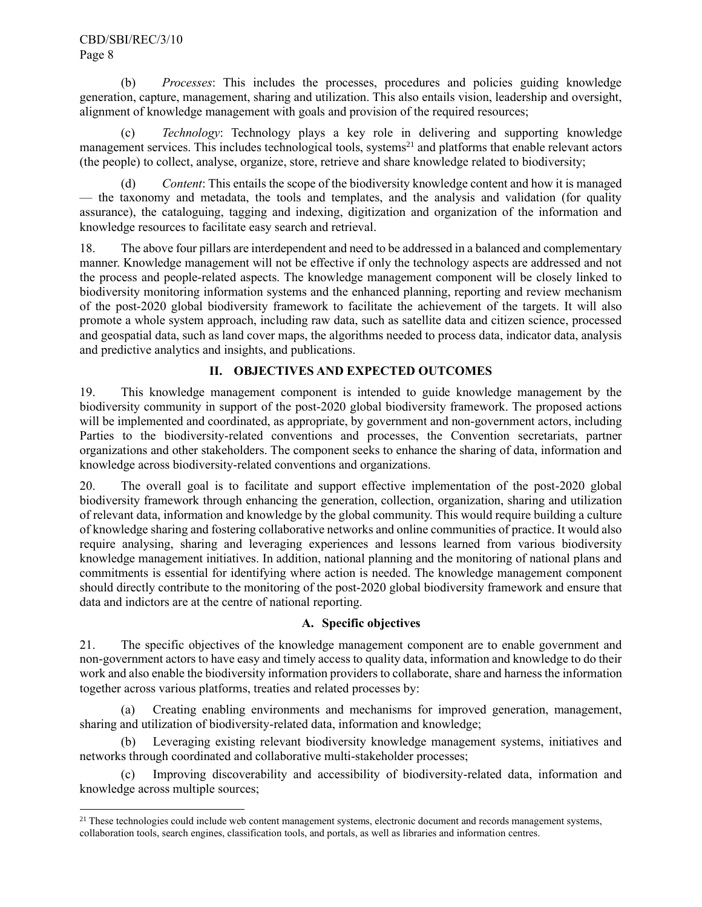(b) *Processes*: This includes the processes, procedures and policies guiding knowledge generation, capture, management, sharing and utilization. This also entails vision, leadership and oversight, alignment of knowledge management with goals and provision of the required resources;

(c) *Technology*: Technology plays a key role in delivering and supporting knowledge management services. This includes technological tools, systems[21] and platforms that enable relevant actors (the people) to collect, analyse, organize, store, retrieve and share knowledge related to biodiversity;

(d) *Content*: This entails the scope of the biodiversity knowledge content and how it is managed — the taxonomy and metadata, the tools and templates, and the analysis and validation (for quality assurance), the cataloguing, tagging and indexing, digitization and organization of the information and knowledge resources to facilitate easy search and retrieval.

18. The above four pillars are interdependent and need to be addressed in a balanced and complementary manner. Knowledge management will not be effective if only the technology aspects are addressed and not the process and people-related aspects. The knowledge management component will be closely linked to biodiversity monitoring information systems and the enhanced planning, reporting and review mechanism of the post-2020 global biodiversity framework to facilitate the achievement of the targets. It will also promote a whole system approach, including raw data, such as satellite data and citizen science, processed and geospatial data, such as land cover maps, the algorithms needed to process data, indicator data, analysis and predictive analytics and insights, and publications.

## II. OBJECTIVES AND EXPECTED OUTCOMES

19. This knowledge management component is intended to guide knowledge management by the biodiversity community in support of the post-2020 global biodiversity framework. The proposed actions will be implemented and coordinated, as appropriate, by government and non-government actors, including Parties to the biodiversity-related conventions and processes, the Convention secretariats, partner organizations and other stakeholders. The component seeks to enhance the sharing of data, information and knowledge across biodiversity-related conventions and organizations.

20. The overall goal is to facilitate and support effective implementation of the post-2020 global biodiversity framework through enhancing the generation, collection, organization, sharing and utilization of relevant data, information and knowledge by the global community. This would require building a culture of knowledge sharing and fostering collaborative networks and online communities of practice. It would also require analysing, sharing and leveraging experiences and lessons learned from various biodiversity knowledge management initiatives. In addition, national planning and the monitoring of national plans and commitments is essential for identifying where action is needed. The knowledge management component should directly contribute to the monitoring of the post-2020 global biodiversity framework and ensure that data and indictors are at the centre of national reporting.

### A. Specific objectives

21. The specific objectives of the knowledge management component are to enable government and non-government actors to have easy and timely access to quality data, information and knowledge to do their work and also enable the biodiversity information providers to collaborate, share and harness the information together across various platforms, treaties and related processes by:

(a) Creating enabling environments and mechanisms for improved generation, management, sharing and utilization of biodiversity-related data, information and knowledge;

(b) Leveraging existing relevant biodiversity knowledge management systems, initiatives and networks through coordinated and collaborative multi-stakeholder processes;

(c) Improving discoverability and accessibility of biodiversity-related data, information and knowledge across multiple sources;

---

[21] These technologies could include web content management systems, electronic document and records management systems, collaboration tools, search engines, classification tools, and portals, as well as libraries and information centres.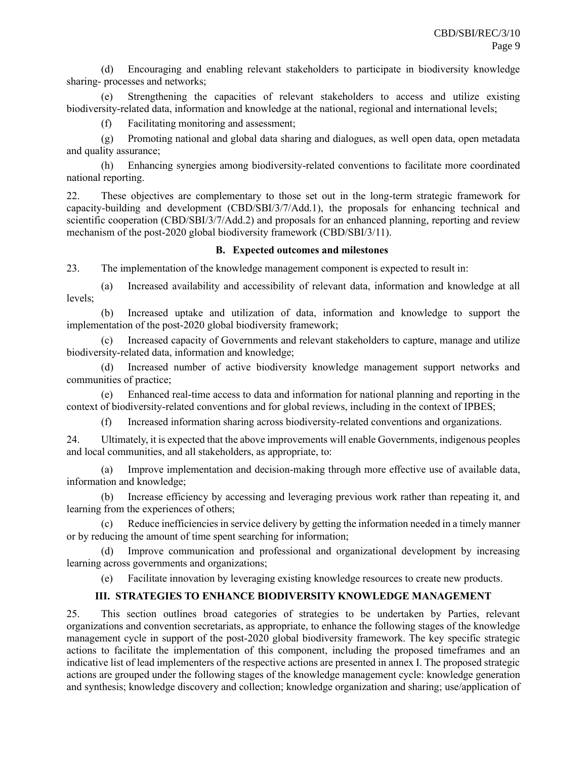(d) Encouraging and enabling relevant stakeholders to participate in biodiversity knowledge sharing- processes and networks;

(e) Strengthening the capacities of relevant stakeholders to access and utilize existing biodiversity-related data, information and knowledge at the national, regional and international levels;

(f) Facilitating monitoring and assessment;

(g) Promoting national and global data sharing and dialogues, as well open data, open metadata and quality assurance;

(h) Enhancing synergies among biodiversity-related conventions to facilitate more coordinated national reporting.

22. These objectives are complementary to those set out in the long-term strategic framework for capacity-building and development (CBD/SBI/3/7/Add.1), the proposals for enhancing technical and scientific cooperation (CBD/SBI/3/7/Add.2) and proposals for an enhanced planning, reporting and review mechanism of the post-2020 global biodiversity framework (CBD/SBI/3/11).

### B. Expected outcomes and milestones

23. The implementation of the knowledge management component is expected to result in:

(a) Increased availability and accessibility of relevant data, information and knowledge at all levels;

(b) Increased uptake and utilization of data, information and knowledge to support the implementation of the post-2020 global biodiversity framework;

(c) Increased capacity of Governments and relevant stakeholders to capture, manage and utilize biodiversity-related data, information and knowledge;

(d) Increased number of active biodiversity knowledge management support networks and communities of practice;

(e) Enhanced real-time access to data and information for national planning and reporting in the context of biodiversity-related conventions and for global reviews, including in the context of IPBES;

(f) Increased information sharing across biodiversity-related conventions and organizations.

24. Ultimately, it is expected that the above improvements will enable Governments, indigenous peoples and local communities, and all stakeholders, as appropriate, to:

(a) Improve implementation and decision-making through more effective use of available data, information and knowledge;

(b) Increase efficiency by accessing and leveraging previous work rather than repeating it, and learning from the experiences of others;

(c) Reduce inefficiencies in service delivery by getting the information needed in a timely manner or by reducing the amount of time spent searching for information;

(d) Improve communication and professional and organizational development by increasing learning across governments and organizations;

(e) Facilitate innovation by leveraging existing knowledge resources to create new products.

## III. STRATEGIES TO ENHANCE BIODIVERSITY KNOWLEDGE MANAGEMENT

25. This section outlines broad categories of strategies to be undertaken by Parties, relevant organizations and convention secretariats, as appropriate, to enhance the following stages of the knowledge management cycle in support of the post-2020 global biodiversity framework. The key specific strategic actions to facilitate the implementation of this component, including the proposed timeframes and an indicative list of lead implementers of the respective actions are presented in annex I. The proposed strategic actions are grouped under the following stages of the knowledge management cycle: knowledge generation and synthesis; knowledge discovery and collection; knowledge organization and sharing; use/application of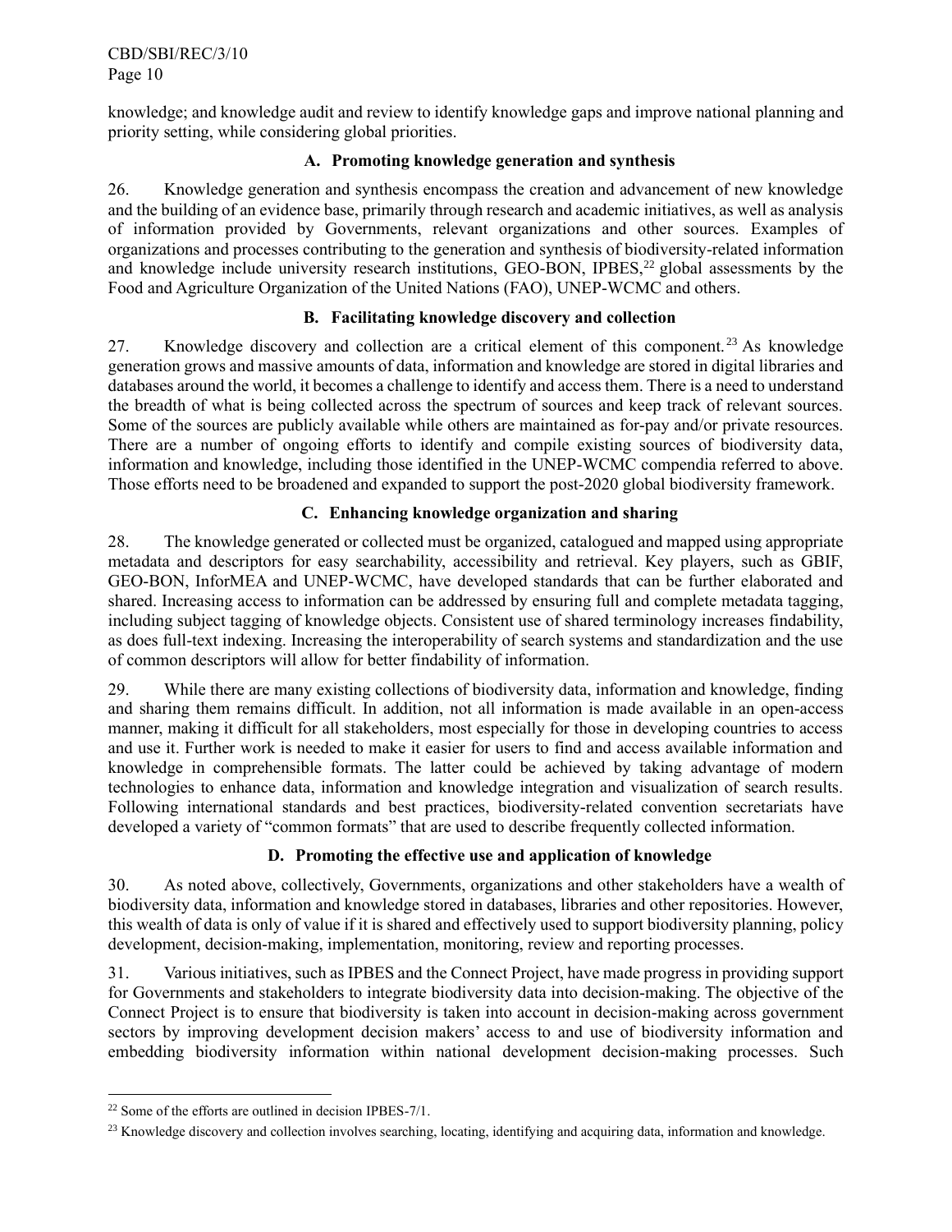knowledge; and knowledge audit and review to identify knowledge gaps and improve national planning and priority setting, while considering global priorities.

### A. Promoting knowledge generation and synthesis

26. Knowledge generation and synthesis encompass the creation and advancement of new knowledge and the building of an evidence base, primarily through research and academic initiatives, as well as analysis of information provided by Governments, relevant organizations and other sources. Examples of organizations and processes contributing to the generation and synthesis of biodiversity-related information and knowledge include university research institutions, GEO-BON, IPBES,[22] global assessments by the Food and Agriculture Organization of the United Nations (FAO), UNEP-WCMC and others.

### B. Facilitating knowledge discovery and collection

27. Knowledge discovery and collection are a critical element of this component.[23] As knowledge generation grows and massive amounts of data, information and knowledge are stored in digital libraries and databases around the world, it becomes a challenge to identify and access them. There is a need to understand the breadth of what is being collected across the spectrum of sources and keep track of relevant sources. Some of the sources are publicly available while others are maintained as for-pay and/or private resources. There are a number of ongoing efforts to identify and compile existing sources of biodiversity data, information and knowledge, including those identified in the UNEP-WCMC compendia referred to above. Those efforts need to be broadened and expanded to support the post-2020 global biodiversity framework.

### C. Enhancing knowledge organization and sharing

28. The knowledge generated or collected must be organized, catalogued and mapped using appropriate metadata and descriptors for easy searchability, accessibility and retrieval. Key players, such as GBIF, GEO-BON, InforMEA and UNEP-WCMC, have developed standards that can be further elaborated and shared. Increasing access to information can be addressed by ensuring full and complete metadata tagging, including subject tagging of knowledge objects. Consistent use of shared terminology increases findability, as does full-text indexing. Increasing the interoperability of search systems and standardization and the use of common descriptors will allow for better findability of information.

29. While there are many existing collections of biodiversity data, information and knowledge, finding and sharing them remains difficult. In addition, not all information is made available in an open-access manner, making it difficult for all stakeholders, most especially for those in developing countries to access and use it. Further work is needed to make it easier for users to find and access available information and knowledge in comprehensible formats. The latter could be achieved by taking advantage of modern technologies to enhance data, information and knowledge integration and visualization of search results. Following international standards and best practices, biodiversity-related convention secretariats have developed a variety of "common formats" that are used to describe frequently collected information.

### D. Promoting the effective use and application of knowledge

30. As noted above, collectively, Governments, organizations and other stakeholders have a wealth of biodiversity data, information and knowledge stored in databases, libraries and other repositories. However, this wealth of data is only of value if it is shared and effectively used to support biodiversity planning, policy development, decision-making, implementation, monitoring, review and reporting processes.

31. Various initiatives, such as IPBES and the Connect Project, have made progress in providing support for Governments and stakeholders to integrate biodiversity data into decision-making. The objective of the Connect Project is to ensure that biodiversity is taken into account in decision-making across government sectors by improving development decision makers' access to and use of biodiversity information and embedding biodiversity information within national development decision-making processes. Such

---

[22] Some of the efforts are outlined in decision IPBES-7/1.

[23] Knowledge discovery and collection involves searching, locating, identifying and acquiring data, information and knowledge.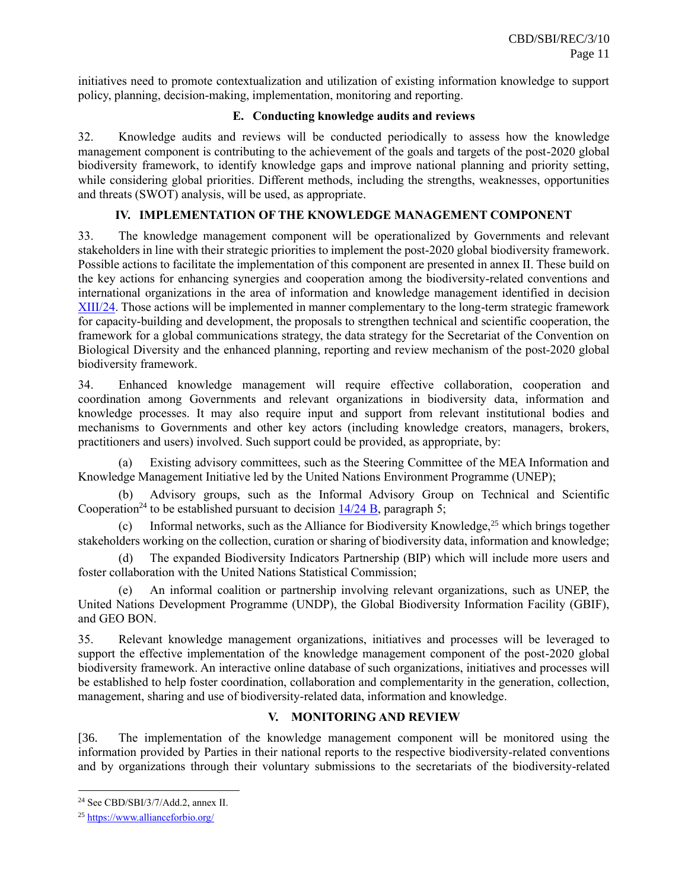initiatives need to promote contextualization and utilization of existing information knowledge to support policy, planning, decision-making, implementation, monitoring and reporting.

### E. Conducting knowledge audits and reviews

32. Knowledge audits and reviews will be conducted periodically to assess how the knowledge management component is contributing to the achievement of the goals and targets of the post-2020 global biodiversity framework, to identify knowledge gaps and improve national planning and priority setting, while considering global priorities. Different methods, including the strengths, weaknesses, opportunities and threats (SWOT) analysis, will be used, as appropriate.

## IV. IMPLEMENTATION OF THE KNOWLEDGE MANAGEMENT COMPONENT

33. The knowledge management component will be operationalized by Governments and relevant stakeholders in line with their strategic priorities to implement the post-2020 global biodiversity framework. Possible actions to facilitate the implementation of this component are presented in annex II. These build on the key actions for enhancing synergies and cooperation among the biodiversity-related conventions and international organizations in the area of information and knowledge management identified in decision XIII/24. Those actions will be implemented in manner complementary to the long-term strategic framework for capacity-building and development, the proposals to strengthen technical and scientific cooperation, the framework for a global communications strategy, the data strategy for the Secretariat of the Convention on Biological Diversity and the enhanced planning, reporting and review mechanism of the post-2020 global biodiversity framework.

34. Enhanced knowledge management will require effective collaboration, cooperation and coordination among Governments and relevant organizations in biodiversity data, information and knowledge processes. It may also require input and support from relevant institutional bodies and mechanisms to Governments and other key actors (including knowledge creators, managers, brokers, practitioners and users) involved. Such support could be provided, as appropriate, by:

(a) Existing advisory committees, such as the Steering Committee of the MEA Information and Knowledge Management Initiative led by the United Nations Environment Programme (UNEP);

(b) Advisory groups, such as the Informal Advisory Group on Technical and Scientific Cooperation[24] to be established pursuant to decision 14/24 B, paragraph 5;

(c) Informal networks, such as the Alliance for Biodiversity Knowledge,[25] which brings together stakeholders working on the collection, curation or sharing of biodiversity data, information and knowledge;

(d) The expanded Biodiversity Indicators Partnership (BIP) which will include more users and foster collaboration with the United Nations Statistical Commission;

(e) An informal coalition or partnership involving relevant organizations, such as UNEP, the United Nations Development Programme (UNDP), the Global Biodiversity Information Facility (GBIF), and GEO BON.

35. Relevant knowledge management organizations, initiatives and processes will be leveraged to support the effective implementation of the knowledge management component of the post-2020 global biodiversity framework. An interactive online database of such organizations, initiatives and processes will be established to help foster coordination, collaboration and complementarity in the generation, collection, management, sharing and use of biodiversity-related data, information and knowledge.

## V. MONITORING AND REVIEW

[36. The implementation of the knowledge management component will be monitored using the information provided by Parties in their national reports to the respective biodiversity-related conventions and by organizations through their voluntary submissions to the secretariats of the biodiversity-related

---

[24] See CBD/SBI/3/7/Add.2, annex II.

[25] https://www.allianceforbio.org/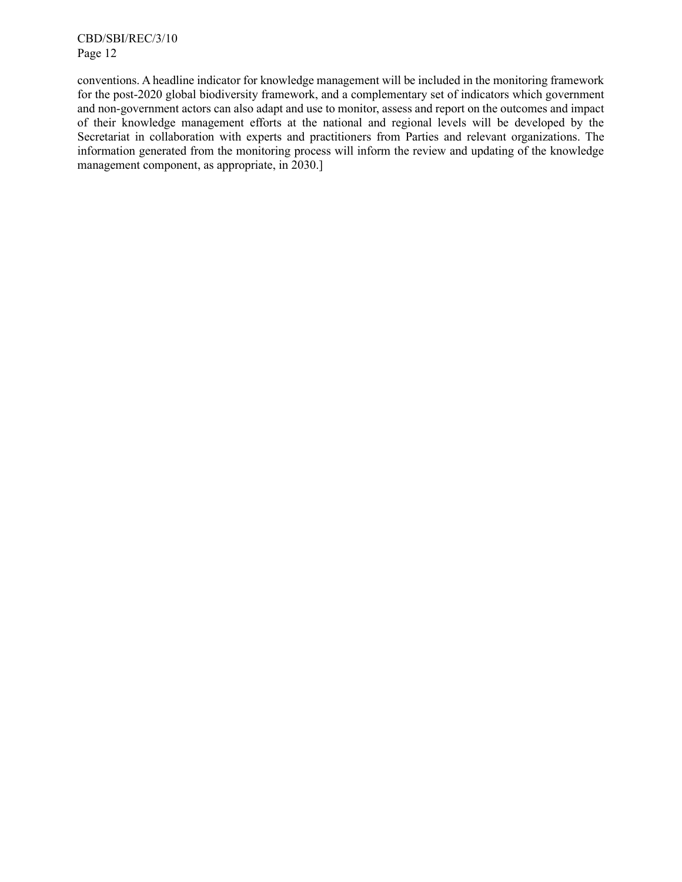conventions. A headline indicator for knowledge management will be included in the monitoring framework for the post-2020 global biodiversity framework, and a complementary set of indicators which government and non-government actors can also adapt and use to monitor, assess and report on the outcomes and impact of their knowledge management efforts at the national and regional levels will be developed by the Secretariat in collaboration with experts and practitioners from Parties and relevant organizations. The information generated from the monitoring process will inform the review and updating of the knowledge management component, as appropriate, in 2030.]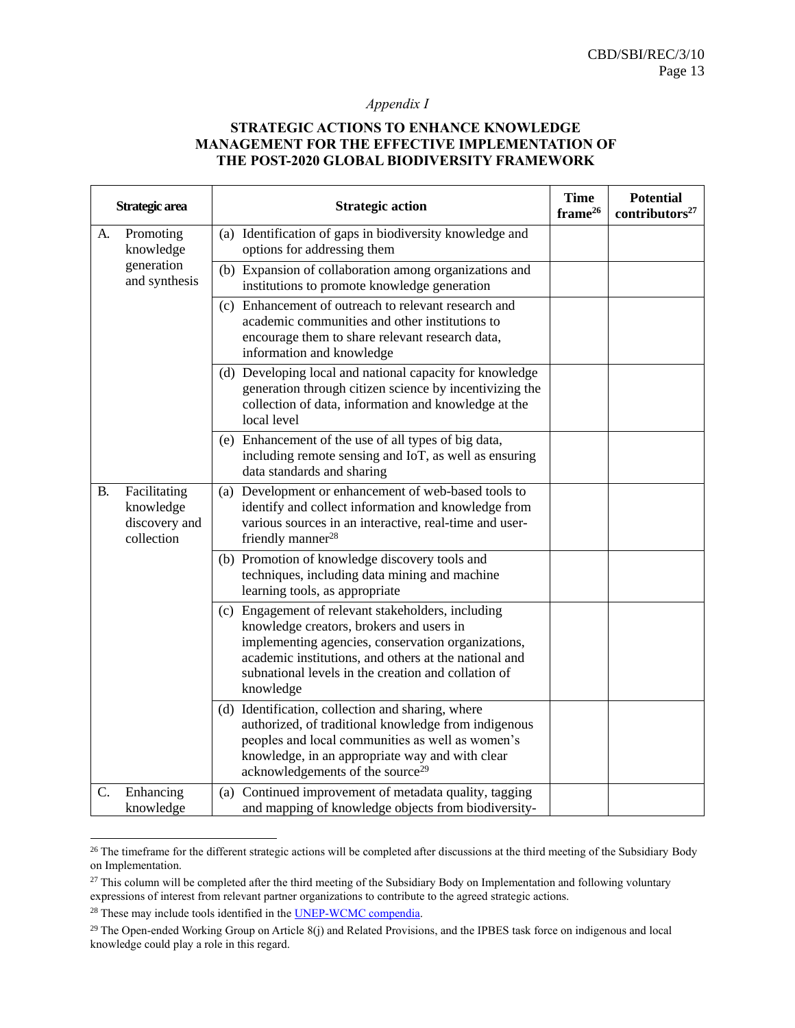*Appendix I*

## STRATEGIC ACTIONS TO ENHANCE KNOWLEDGE MANAGEMENT FOR THE EFFECTIVE IMPLEMENTATION OF THE POST-2020 GLOBAL BIODIVERSITY FRAMEWORK

| Strategic area | Strategic action | Time frame[26] | Potential contributors[27] |
|---|---|---|---|
| A. Promoting knowledge generation and synthesis | (a) Identification of gaps in biodiversity knowledge and options for addressing them | | |
| | (b) Expansion of collaboration among organizations and institutions to promote knowledge generation | | |
| | (c) Enhancement of outreach to relevant research and academic communities and other institutions to encourage them to share relevant research data, information and knowledge | | |
| | (d) Developing local and national capacity for knowledge generation through citizen science by incentivizing the collection of data, information and knowledge at the local level | | |
| | (e) Enhancement of the use of all types of big data, including remote sensing and IoT, as well as ensuring data standards and sharing | | |
| B. Facilitating knowledge discovery and collection | (a) Development or enhancement of web-based tools to identify and collect information and knowledge from various sources in an interactive, real-time and user-friendly manner[28] | | |
| | (b) Promotion of knowledge discovery tools and techniques, including data mining and machine learning tools, as appropriate | | |
| | (c) Engagement of relevant stakeholders, including knowledge creators, brokers and users in implementing agencies, conservation organizations, academic institutions, and others at the national and subnational levels in the creation and collation of knowledge | | |
| | (d) Identification, collection and sharing, where authorized, of traditional knowledge from indigenous peoples and local communities as well as women's knowledge, in an appropriate way and with clear acknowledgements of the source[29] | | |
| C. Enhancing knowledge | (a) Continued improvement of metadata quality, tagging and mapping of knowledge objects from biodiversity- | | |

[26] The timeframe for the different strategic actions will be completed after discussions at the third meeting of the Subsidiary Body on Implementation.

[27] This column will be completed after the third meeting of the Subsidiary Body on Implementation and following voluntary expressions of interest from relevant partner organizations to contribute to the agreed strategic actions.

[28] These may include tools identified in the UNEP-WCMC compendia.

[29] The Open-ended Working Group on Article 8(j) and Related Provisions, and the IPBES task force on indigenous and local knowledge could play a role in this regard.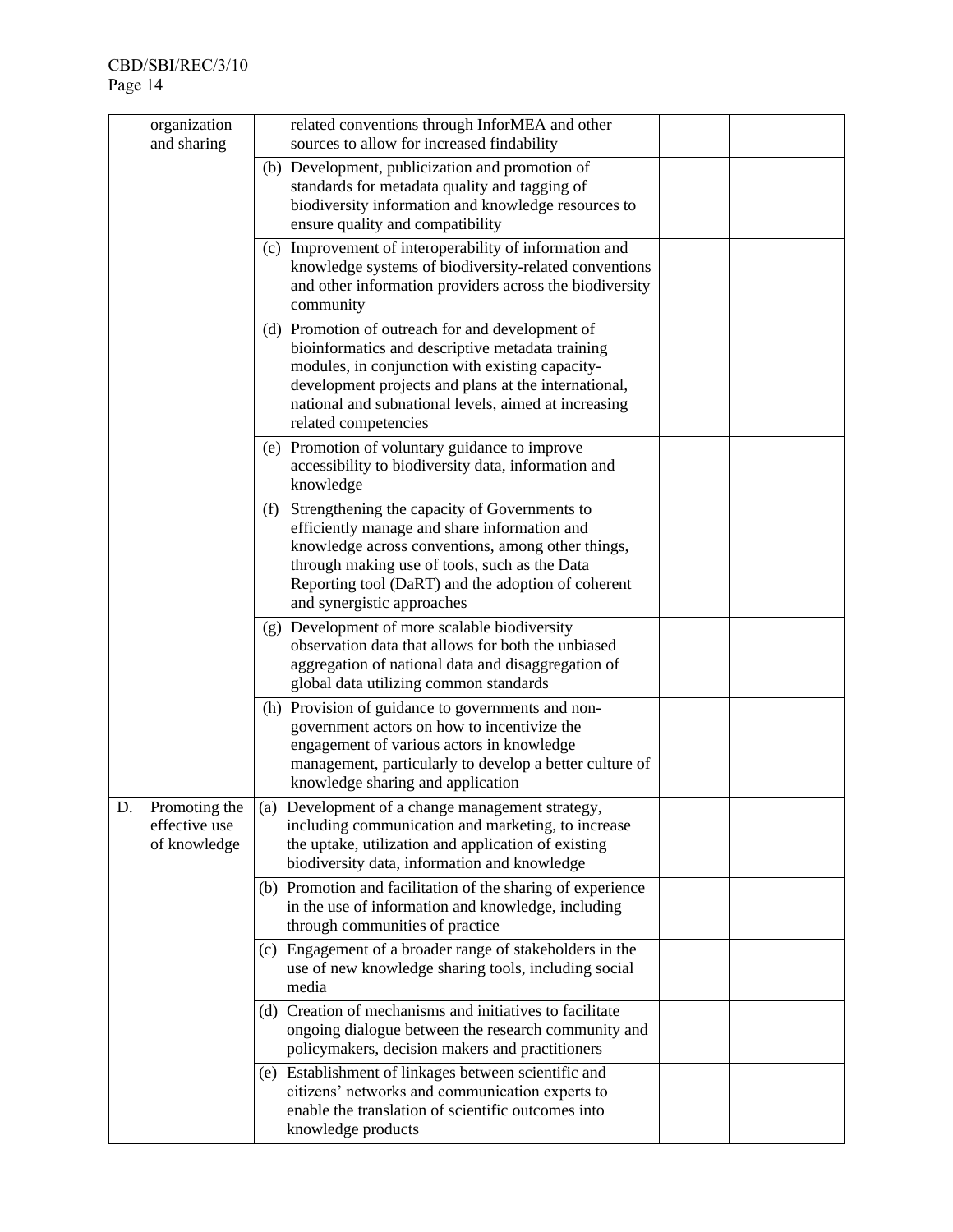| | | | |
|---|---|---|---|
| organization and sharing | related conventions through InforMEA and other sources to allow for increased findability | | |
| | (b) Development, publicization and promotion of standards for metadata quality and tagging of biodiversity information and knowledge resources to ensure quality and compatibility | | |
| | (c) Improvement of interoperability of information and knowledge systems of biodiversity-related conventions and other information providers across the biodiversity community | | |
| | (d) Promotion of outreach for and development of bioinformatics and descriptive metadata training modules, in conjunction with existing capacity-development projects and plans at the international, national and subnational levels, aimed at increasing related competencies | | |
| | (e) Promotion of voluntary guidance to improve accessibility to biodiversity data, information and knowledge | | |
| | (f) Strengthening the capacity of Governments to efficiently manage and share information and knowledge across conventions, among other things, through making use of tools, such as the Data Reporting tool (DaRT) and the adoption of coherent and synergistic approaches | | |
| | (g) Development of more scalable biodiversity observation data that allows for both the unbiased aggregation of national data and disaggregation of global data utilizing common standards | | |
| | (h) Provision of guidance to governments and non-government actors on how to incentivize the engagement of various actors in knowledge management, particularly to develop a better culture of knowledge sharing and application | | |
| D. Promoting the effective use of knowledge | (a) Development of a change management strategy, including communication and marketing, to increase the uptake, utilization and application of existing biodiversity data, information and knowledge | | |
| | (b) Promotion and facilitation of the sharing of experience in the use of information and knowledge, including through communities of practice | | |
| | (c) Engagement of a broader range of stakeholders in the use of new knowledge sharing tools, including social media | | |
| | (d) Creation of mechanisms and initiatives to facilitate ongoing dialogue between the research community and policymakers, decision makers and practitioners | | |
| | (e) Establishment of linkages between scientific and citizens' networks and communication experts to enable the translation of scientific outcomes into knowledge products | | |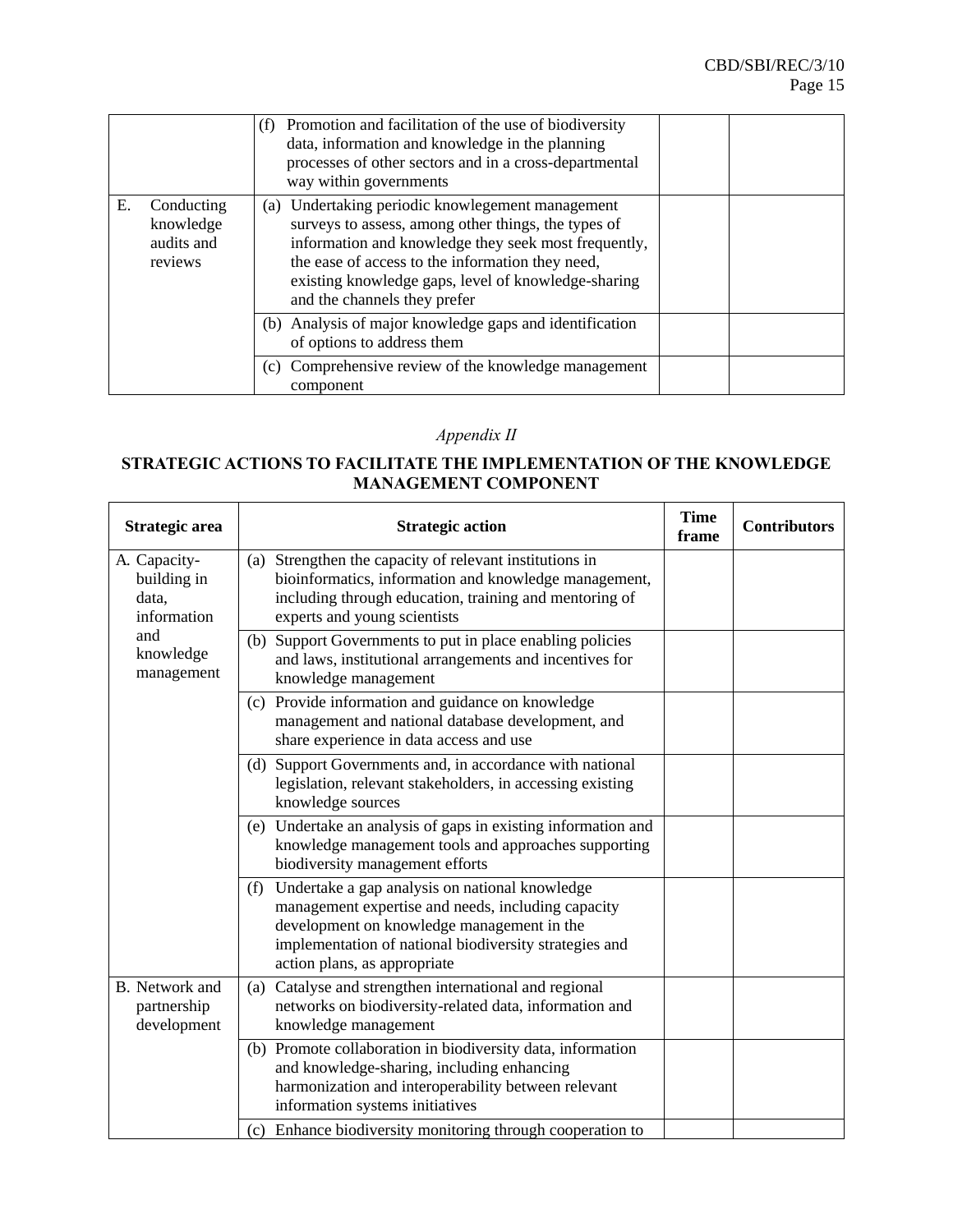| | | | |
|---|---|---|---|
| | (f) Promotion and facilitation of the use of biodiversity data, information and knowledge in the planning processes of other sectors and in a cross-departmental way within governments | | |
| E. Conducting knowledge audits and reviews | (a) Undertaking periodic knowlegement management surveys to assess, among other things, the types of information and knowledge they seek most frequently, the ease of access to the information they need, existing knowledge gaps, level of knowledge-sharing and the channels they prefer | | |
| | (b) Analysis of major knowledge gaps and identification of options to address them | | |
| | (c) Comprehensive review of the knowledge management component | | |

*Appendix II*

**STRATEGIC ACTIONS TO FACILITATE THE IMPLEMENTATION OF THE KNOWLEDGE MANAGEMENT COMPONENT**

| Strategic area | Strategic action | Time frame | Contributors |
|---|---|---|---|
| A. Capacity-building in data, information and knowledge management | (a) Strengthen the capacity of relevant institutions in bioinformatics, information and knowledge management, including through education, training and mentoring of experts and young scientists | | |
| | (b) Support Governments to put in place enabling policies and laws, institutional arrangements and incentives for knowledge management | | |
| | (c) Provide information and guidance on knowledge management and national database development, and share experience in data access and use | | |
| | (d) Support Governments and, in accordance with national legislation, relevant stakeholders, in accessing existing knowledge sources | | |
| | (e) Undertake an analysis of gaps in existing information and knowledge management tools and approaches supporting biodiversity management efforts | | |
| | (f) Undertake a gap analysis on national knowledge management expertise and needs, including capacity development on knowledge management in the implementation of national biodiversity strategies and action plans, as appropriate | | |
| B. Network and partnership development | (a) Catalyse and strengthen international and regional networks on biodiversity-related data, information and knowledge management | | |
| | (b) Promote collaboration in biodiversity data, information and knowledge-sharing, including enhancing harmonization and interoperability between relevant information systems initiatives | | |
| | (c) Enhance biodiversity monitoring through cooperation to | | |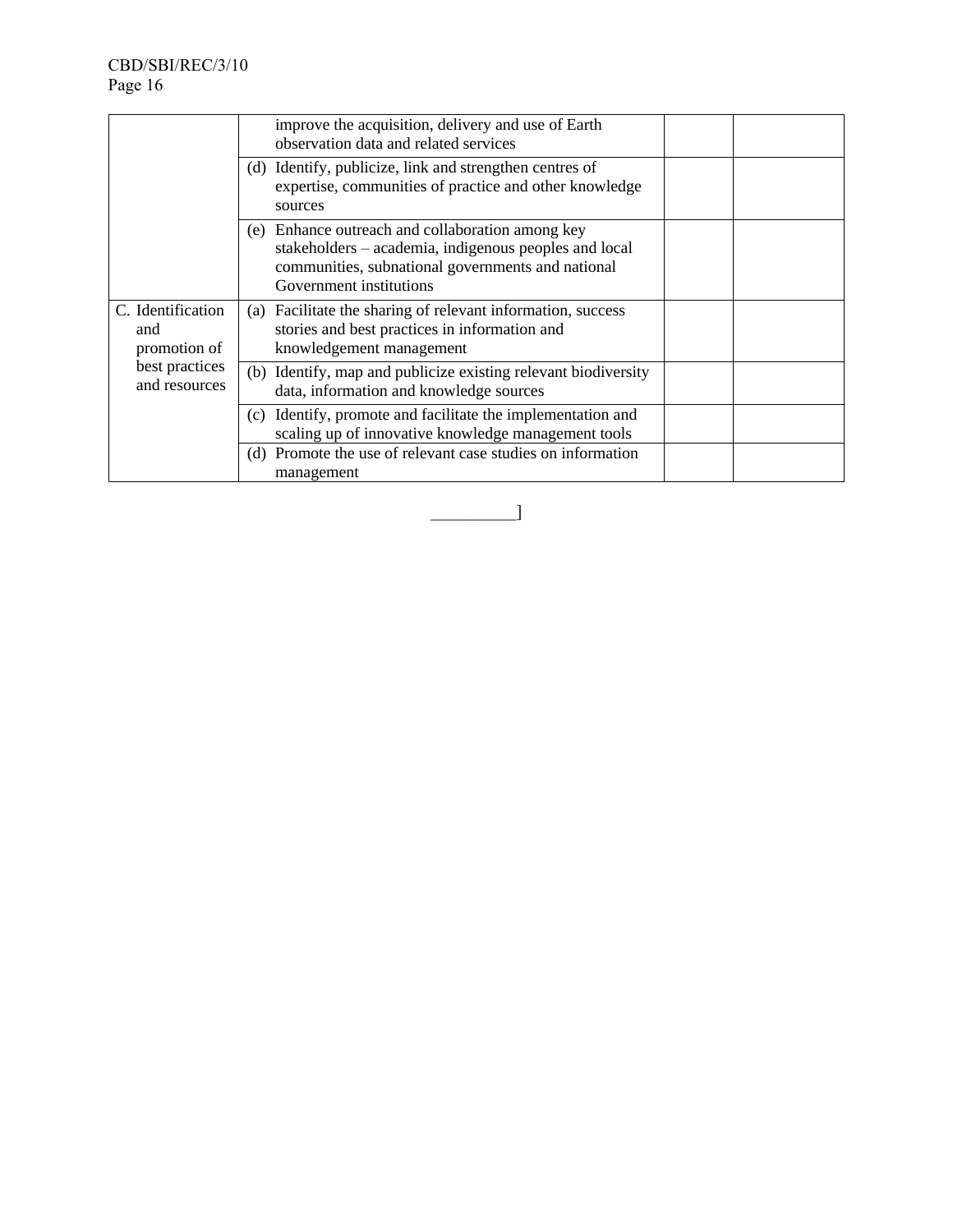| | | | |
|---|---|---|---|
| | improve the acquisition, delivery and use of Earth observation data and related services | | |
| | (d) Identify, publicize, link and strengthen centres of expertise, communities of practice and other knowledge sources | | |
| | (e) Enhance outreach and collaboration among key stakeholders – academia, indigenous peoples and local communities, subnational governments and national Government institutions | | |
| C. Identification and promotion of best practices and resources | (a) Facilitate the sharing of relevant information, success stories and best practices in information and knowledgement management | | |
| | (b) Identify, map and publicize existing relevant biodiversity data, information and knowledge sources | | |
| | (c) Identify, promote and facilitate the implementation and scaling up of innovative knowledge management tools | | |
| | (d) Promote the use of relevant case studies on information management | | |

__________]